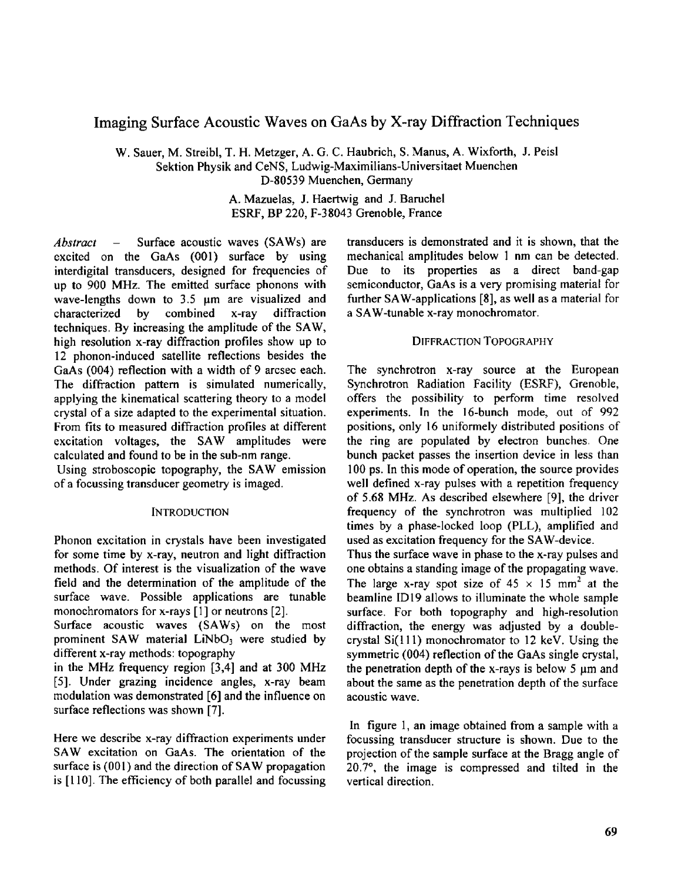# Imaging Surface Acoustic Waves on GaAs by X-ray Diffraction Techniques

W. Sauer, M. Streibl, T. H. Metzger, A. G. C. Haubrich, S. Manus, A. Wixforth, J. Peisl
Sektion Physik and CeNS, Ludwig-Maximilians-Universitaet Muenchen
D-80539 Muenchen, Germany

A. Mazuelas, J. Haertwig and J. Baruchel
ESRF, BP 220, F-38043 Grenoble, France

*Abstract* – Surface acoustic waves (SAWs) are excited on the GaAs (001) surface by using interdigital transducers, designed for frequencies of up to 900 MHz. The emitted surface phonons with wave-lengths down to 3.5 μm are visualized and characterized by combined x-ray diffraction techniques. By increasing the amplitude of the SAW, high resolution x-ray diffraction profiles show up to 12 phonon-induced satellite reflections besides the GaAs (004) reflection with a width of 9 arcsec each. The diffraction pattern is simulated numerically, applying the kinematical scattering theory to a model crystal of a size adapted to the experimental situation. From fits to measured diffraction profiles at different excitation voltages, the SAW amplitudes were calculated and found to be in the sub-nm range.
Using stroboscopic topography, the SAW emission of a focussing transducer geometry is imaged.

## Introduction

Phonon excitation in crystals have been investigated for some time by x-ray, neutron and light diffraction methods. Of interest is the visualization of the wave field and the determination of the amplitude of the surface wave. Possible applications are tunable monochromators for x-rays [1] or neutrons [2].
Surface acoustic waves (SAWs) on the most prominent SAW material $LiNbO_3$ were studied by different x-ray methods: topography
in the MHz frequency region [3,4] and at 300 MHz [5]. Under grazing incidence angles, x-ray beam modulation was demonstrated [6] and the influence on surface reflections was shown [7].

Here we describe x-ray diffraction experiments under SAW excitation on GaAs. The orientation of the surface is (001) and the direction of SAW propagation is [110]. The efficiency of both parallel and focussing transducers is demonstrated and it is shown, that the mechanical amplitudes below 1 nm can be detected. Due to its properties as a direct band-gap semiconductor, GaAs is a very promising material for further SAW-applications [8], as well as a material for a SAW-tunable x-ray monochromator.

## Diffraction Topography

The synchrotron x-ray source at the European Synchrotron Radiation Facility (ESRF), Grenoble, offers the possibility to perform time resolved experiments. In the 16-bunch mode, out of 992 positions, only 16 uniformely distributed positions of the ring are populated by electron bunches. One bunch packet passes the insertion device in less than 100 ps. In this mode of operation, the source provides well defined x-ray pulses with a repetition frequency of 5.68 MHz. As described elsewhere [9], the driver frequency of the synchrotron was multiplied 102 times by a phase-locked loop (PLL), amplified and used as excitation frequency for the SAW-device.
Thus the surface wave in phase to the x-ray pulses and one obtains a standing image of the propagating wave. The large x-ray spot size of 45 × 15 mm² at the beamline ID19 allows to illuminate the whole sample surface. For both topography and high-resolution diffraction, the energy was adjusted by a double-crystal Si(111) monochromator to 12 keV. Using the symmetric (004) reflection of the GaAs single crystal, the penetration depth of the x-rays is below 5 μm and about the same as the penetration depth of the surface acoustic wave.

In figure 1, an image obtained from a sample with a focussing transducer structure is shown. Due to the projection of the sample surface at the Bragg angle of 20.7°, the image is compressed and tilted in the vertical direction.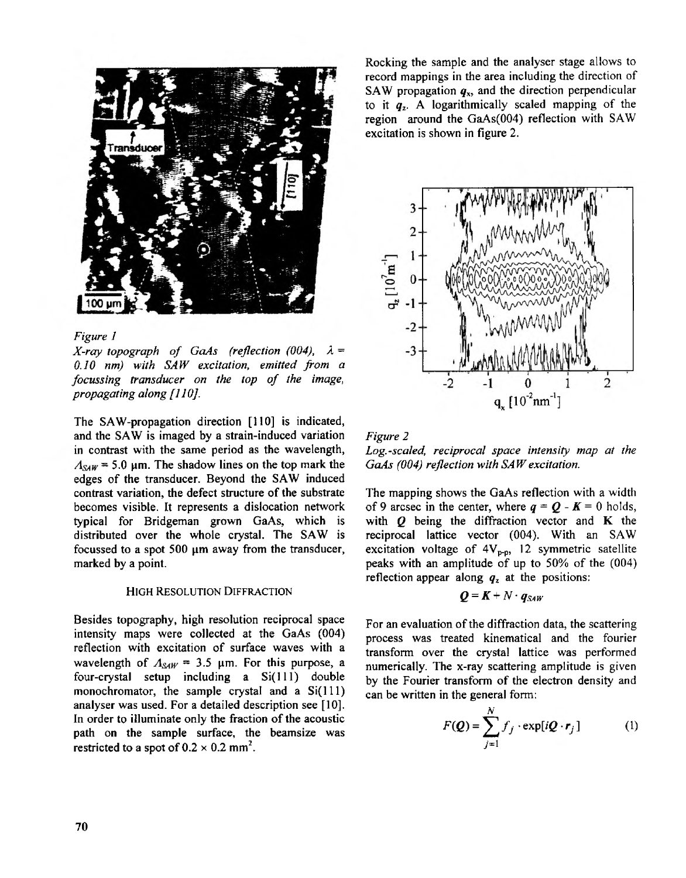*Figure 1*

*X-ray topograph of GaAs (reflection (004), $\lambda = 0.10$ nm) with SAW excitation, emitted from a focussing transducer on the top of the image, propagating along [110].*

The SAW-propagation direction [110] is indicated, and the SAW is imaged by a strain-induced variation in contrast with the same period as the wavelength, $\Lambda_{SAW} = 5.0$ µm. The shadow lines on the top mark the edges of the transducer. Beyond the SAW induced contrast variation, the defect structure of the substrate becomes visible. It represents a dislocation network typical for Bridgeman grown GaAs, which is distributed over the whole crystal. The SAW is focussed to a spot 500 µm away from the transducer, marked by a point.

## HIGH RESOLUTION DIFFRACTION

Besides topography, high resolution reciprocal space intensity maps were collected at the GaAs (004) reflection with excitation of surface waves with a wavelength of $\Lambda_{SAW} = 3.5$ µm. For this purpose, a four-crystal setup including a Si(111) double monochromator, the sample crystal and a Si(111) analyser was used. For a detailed description see [10]. In order to illuminate only the fraction of the acoustic path on the sample surface, the beamsize was restricted to a spot of $0.2 \times 0.2$ mm$^2$.

Rocking the sample and the analyser stage allows to record mappings in the area including the direction of SAW propagation $q_x$, and the direction perpendicular to it $q_z$. A logarithmically scaled mapping of the region around the GaAs(004) reflection with SAW excitation is shown in figure 2.

*Figure 2*

*Log.-scaled, reciprocal space intensity map at the GaAs (004) reflection with SAW excitation.*

The mapping shows the GaAs reflection with a width of 9 arcsec in the center, where $\boldsymbol{q} = \boldsymbol{Q} - \boldsymbol{K} = 0$ holds, with $\boldsymbol{Q}$ being the diffraction vector and $\mathbf{K}$ the reciprocal lattice vector (004). With an SAW excitation voltage of $4V_{p\text{-}p}$, 12 symmetric satellite peaks with an amplitude of up to 50% of the (004) reflection appear along $q_z$ at the positions:

$$\boldsymbol{Q} = \boldsymbol{K} + N \cdot \boldsymbol{q}_{SAW}$$

For an evaluation of the diffraction data, the scattering process was treated kinematical and the fourier transform over the crystal lattice was performed numerically. The x-ray scattering amplitude is given by the Fourier transform of the electron density and can be written in the general form:

$$F(\boldsymbol{Q}) = \sum_{j=1}^{N} f_j \cdot \exp[i\boldsymbol{Q} \cdot \boldsymbol{r}_j] \qquad (1)$$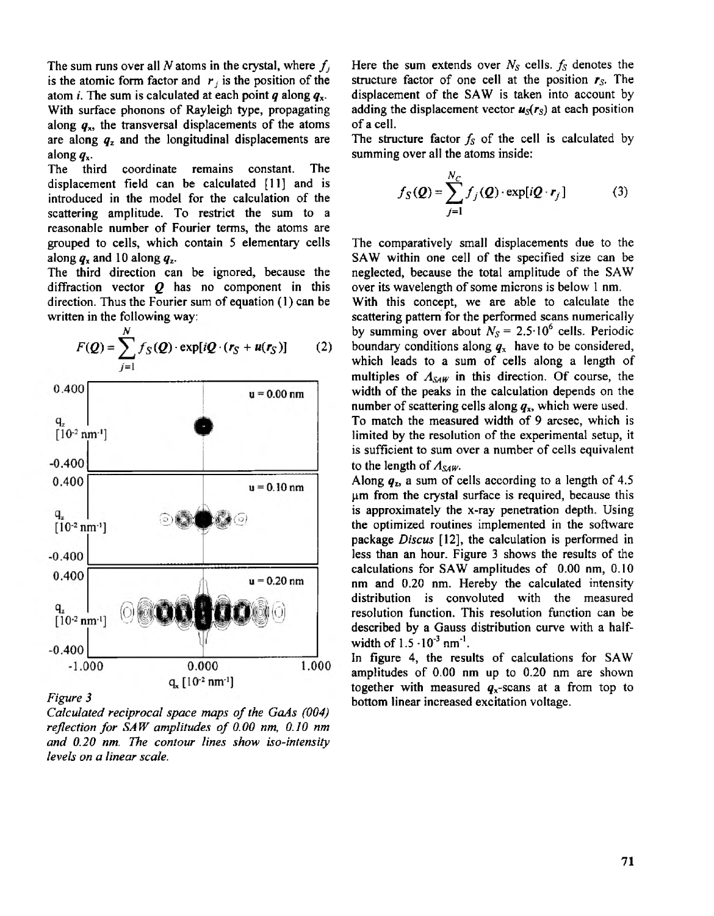The sum runs over all $N$ atoms in the crystal, where $f_j$ is the atomic form factor and $r_j$ is the position of the atom $i$. The sum is calculated at each point $q$ along $q_x$. With surface phonons of Rayleigh type, propagating along $q_x$, the transversal displacements of the atoms are along $q_z$ and the longitudinal displacements are along $q_x$.

The third coordinate remains constant. The displacement field can be calculated [11] and is introduced in the model for the calculation of the scattering amplitude. To restrict the sum to a reasonable number of Fourier terms, the atoms are grouped to cells, which contain 5 elementary cells along $q_x$ and 10 along $q_z$.

The third direction can be ignored, because the diffraction vector $\boldsymbol{Q}$ has no component in this direction. Thus the Fourier sum of equation (1) can be written in the following way:

$$F(\boldsymbol{Q}) = \sum_{j=1}^{N} f_S(\boldsymbol{Q}) \cdot \exp[i\boldsymbol{Q} \cdot (\boldsymbol{r}_S + \boldsymbol{u}(\boldsymbol{r}_S))] \qquad (2)$$

*Figure 3*

*Calculated reciprocal space maps of the GaAs (004) reflection for SAW amplitudes of 0.00 nm, 0.10 nm and 0.20 nm. The contour lines show iso-intensity levels on a linear scale.*

Here the sum extends over $N_S$ cells. $f_S$ denotes the structure factor of one cell at the position $\boldsymbol{r}_S$. The displacement of the SAW is taken into account by adding the displacement vector $\boldsymbol{u}_S(\boldsymbol{r}_S)$ at each position of a cell.

The structure factor $f_S$ of the cell is calculated by summing over all the atoms inside:

$$f_S(\boldsymbol{Q}) = \sum_{j=1}^{N_C} f_j(\boldsymbol{Q}) \cdot \exp[i\boldsymbol{Q} \cdot \boldsymbol{r}_j] \qquad (3)$$

The comparatively small displacements due to the SAW within one cell of the specified size can be neglected, because the total amplitude of the SAW over its wavelength of some microns is below 1 nm.

With this concept, we are able to calculate the scattering pattern for the performed scans numerically by summing over about $N_S = 2.5 \cdot 10^6$ cells. Periodic boundary conditions along $q_x$ have to be considered, which leads to a sum of cells along a length of multiples of $\Lambda_{SAW}$ in this direction. Of course, the width of the peaks in the calculation depends on the number of scattering cells along $q_x$, which were used.

To match the measured width of 9 arcsec, which is limited by the resolution of the experimental setup, it is sufficient to sum over a number of cells equivalent to the length of $\Lambda_{SAW}$.

Along $q_z$, a sum of cells according to a length of 4.5 μm from the crystal surface is required, because this is approximately the x-ray penetration depth. Using the optimized routines implemented in the software package *Discus* [12], the calculation is performed in less than an hour. Figure 3 shows the results of the calculations for SAW amplitudes of 0.00 nm, 0.10 nm and 0.20 nm. Hereby the calculated intensity distribution is convoluted with the measured resolution function. This resolution function can be described by a Gauss distribution curve with a half-width of $1.5 \cdot 10^{-3}$ nm$^{-1}$.

In figure 4, the results of calculations for SAW amplitudes of 0.00 nm up to 0.20 nm are shown together with measured $q_x$-scans at a from top to bottom linear increased excitation voltage.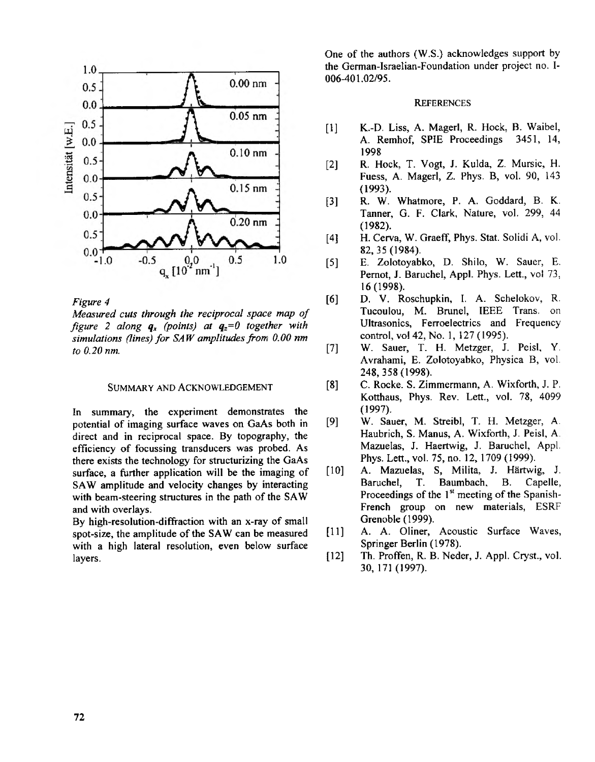1.0
0.5
0.0
0.5
0.0
0.5
0.0
0.5
0.0
0.5
0.0
0.00 nm
0.05 nm
0.10 nm
0.15 nm
0.20 nm
Intensität [w.E.]
-1.0 -0.5 0.0 0.5 1.0
$q_x$ [$10^{-2}$ nm$^{-1}$]

*Figure 4*

*Measured cuts through the reciprocal space map of figure 2 along $q_x$ (points) at $q_z=0$ together with simulations (lines) for SAW amplitudes from 0.00 nm to 0.20 nm.*

## Summary and Acknowledgement

In summary, the experiment demonstrates the potential of imaging surface waves on GaAs both in direct and in reciprocal space. By topography, the efficiency of focussing transducers was probed. As there exists the technology for structurizing the GaAs surface, a further application will be the imaging of SAW amplitude and velocity changes by interacting with beam-steering structures in the path of the SAW and with overlays.

By high-resolution-diffraction with an x-ray of small spot-size, the amplitude of the SAW can be measured with a high lateral resolution, even below surface layers.

One of the authors (W.S.) acknowledges support by the German-Israelian-Foundation under project no. I-006-401.02/95.

## References

[1] K.-D. Liss, A. Magerl, R. Hock, B. Waibel, A. Remhof, SPIE Proceedings 3451, 14, 1998

[2] R. Hock, T. Vogt, J. Kulda, Z. Mursic, H. Fuess, A. Magerl, Z. Phys. B, vol. 90, 143 (1993).

[3] R. W. Whatmore, P. A. Goddard, B. K. Tanner, G. F. Clark, Nature, vol. 299, 44 (1982).

[4] H. Cerva, W. Graeff, Phys. Stat. Solidi A, vol. 82, 35 (1984).

[5] E. Zolotoyabko, D. Shilo, W. Sauer, E. Pernot, J. Baruchel, Appl. Phys. Lett., vol 73, 16 (1998).

[6] D. V. Roschupkin, I. A. Schelokov, R. Tucoulou, M. Brunel, IEEE Trans. on Ultrasonics, Ferroelectrics and Frequency control, vol 42, No. 1, 127 (1995).

[7] W. Sauer, T. H. Metzger, J. Peisl, Y. Avrahami, E. Zolotoyabko, Physica B, vol. 248, 358 (1998).

[8] C. Rocke. S. Zimmermann, A. Wixforth, J. P. Kotthaus, Phys. Rev. Lett., vol. 78, 4099 (1997).

[9] W. Sauer, M. Streibl, T. H. Metzger, A. Haubrich, S. Manus, A. Wixforth, J. Peisl, A. Mazuelas, J. Haertwig, J. Baruchel, Appl. Phys. Lett., vol. 75, no. 12, 1709 (1999).

[10] A. Mazuelas, S, Milita, J. Härtwig, J. Baruchel, T. Baumbach, B. Capelle, Proceedings of the 1st meeting of the Spanish-French group on new materials, ESRF Grenoble (1999).

[11] A. A. Oliner, Acoustic Surface Waves, Springer Berlin (1978).

[12] Th. Proffen, R. B. Neder, J. Appl. Cryst., vol. 30, 171 (1997).